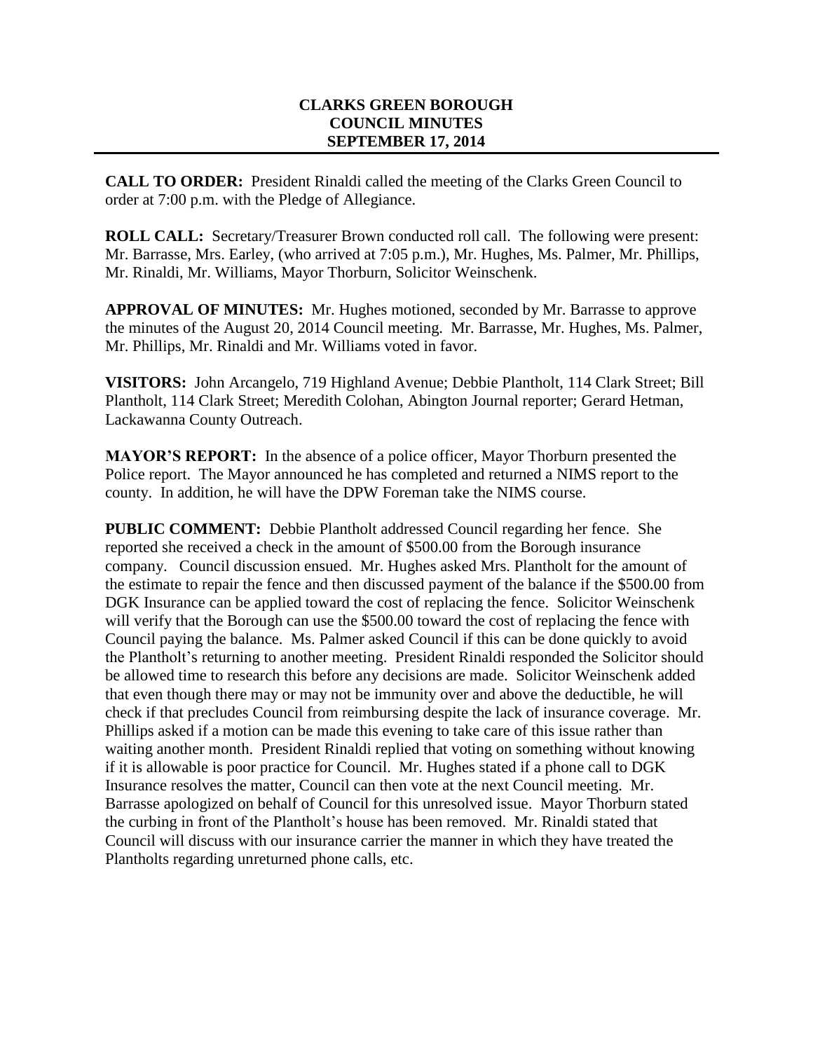# CLARKS GREEN BOROUGH
# COUNCIL MINUTES
# SEPTEMBER 17, 2014

---

**CALL TO ORDER:** President Rinaldi called the meeting of the Clarks Green Council to order at 7:00 p.m. with the Pledge of Allegiance.

**ROLL CALL:** Secretary/Treasurer Brown conducted roll call. The following were present: Mr. Barrasse, Mrs. Earley, (who arrived at 7:05 p.m.), Mr. Hughes, Ms. Palmer, Mr. Phillips, Mr. Rinaldi, Mr. Williams, Mayor Thorburn, Solicitor Weinschenk.

**APPROVAL OF MINUTES:** Mr. Hughes motioned, seconded by Mr. Barrasse to approve the minutes of the August 20, 2014 Council meeting. Mr. Barrasse, Mr. Hughes, Ms. Palmer, Mr. Phillips, Mr. Rinaldi and Mr. Williams voted in favor.

**VISITORS:** John Arcangelo, 719 Highland Avenue; Debbie Plantholt, 114 Clark Street; Bill Plantholt, 114 Clark Street; Meredith Colohan, Abington Journal reporter; Gerard Hetman, Lackawanna County Outreach.

**MAYOR'S REPORT:** In the absence of a police officer, Mayor Thorburn presented the Police report. The Mayor announced he has completed and returned a NIMS report to the county. In addition, he will have the DPW Foreman take the NIMS course.

**PUBLIC COMMENT:** Debbie Plantholt addressed Council regarding her fence. She reported she received a check in the amount of $500.00 from the Borough insurance company. Council discussion ensued. Mr. Hughes asked Mrs. Plantholt for the amount of the estimate to repair the fence and then discussed payment of the balance if the $500.00 from DGK Insurance can be applied toward the cost of replacing the fence. Solicitor Weinschenk will verify that the Borough can use the $500.00 toward the cost of replacing the fence with Council paying the balance. Ms. Palmer asked Council if this can be done quickly to avoid the Plantholt's returning to another meeting. President Rinaldi responded the Solicitor should be allowed time to research this before any decisions are made. Solicitor Weinschenk added that even though there may or may not be immunity over and above the deductible, he will check if that precludes Council from reimbursing despite the lack of insurance coverage. Mr. Phillips asked if a motion can be made this evening to take care of this issue rather than waiting another month. President Rinaldi replied that voting on something without knowing if it is allowable is poor practice for Council. Mr. Hughes stated if a phone call to DGK Insurance resolves the matter, Council can then vote at the next Council meeting. Mr. Barrasse apologized on behalf of Council for this unresolved issue. Mayor Thorburn stated the curbing in front of the Plantholt's house has been removed. Mr. Rinaldi stated that Council will discuss with our insurance carrier the manner in which they have treated the Plantholts regarding unreturned phone calls, etc.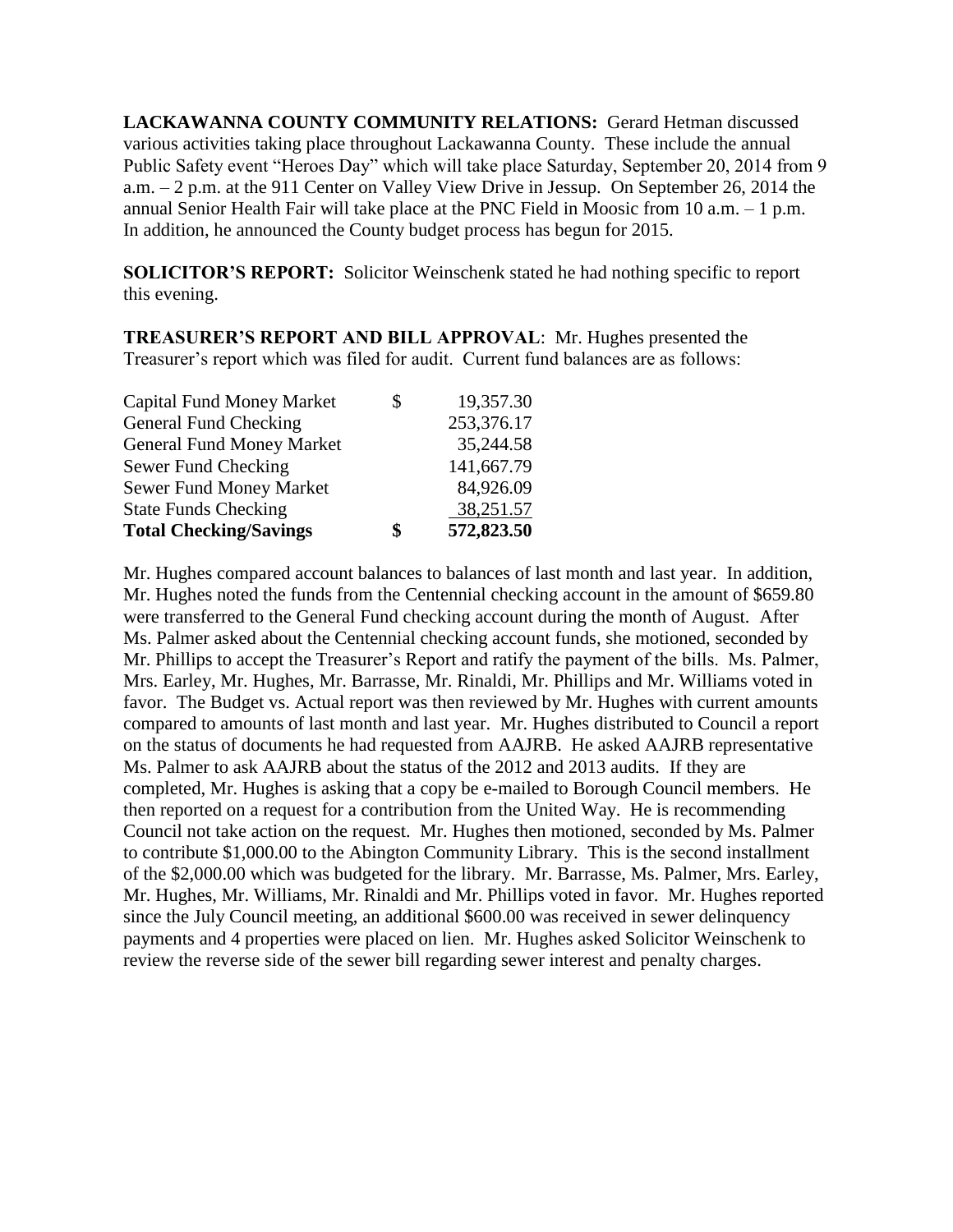**LACKAWANNA COUNTY COMMUNITY RELATIONS:** Gerard Hetman discussed various activities taking place throughout Lackawanna County. These include the annual Public Safety event "Heroes Day" which will take place Saturday, September 20, 2014 from 9 a.m. – 2 p.m. at the 911 Center on Valley View Drive in Jessup. On September 26, 2014 the annual Senior Health Fair will take place at the PNC Field in Moosic from 10 a.m. – 1 p.m. In addition, he announced the County budget process has begun for 2015.

**SOLICITOR'S REPORT:** Solicitor Weinschenk stated he had nothing specific to report this evening.

**TREASURER'S REPORT AND BILL APPROVAL**: Mr. Hughes presented the Treasurer's report which was filed for audit. Current fund balances are as follows:

| | | |
|---|---|---|
| Capital Fund Money Market | $ | 19,357.30 |
| General Fund Checking | | 253,376.17 |
| General Fund Money Market | | 35,244.58 |
| Sewer Fund Checking | | 141,667.79 |
| Sewer Fund Money Market | | 84,926.09 |
| State Funds Checking | | 38,251.57 |
| **Total Checking/Savings** | **$** | **572,823.50** |

Mr. Hughes compared account balances to balances of last month and last year. In addition, Mr. Hughes noted the funds from the Centennial checking account in the amount of $659.80 were transferred to the General Fund checking account during the month of August. After Ms. Palmer asked about the Centennial checking account funds, she motioned, seconded by Mr. Phillips to accept the Treasurer's Report and ratify the payment of the bills. Ms. Palmer, Mrs. Earley, Mr. Hughes, Mr. Barrasse, Mr. Rinaldi, Mr. Phillips and Mr. Williams voted in favor. The Budget vs. Actual report was then reviewed by Mr. Hughes with current amounts compared to amounts of last month and last year. Mr. Hughes distributed to Council a report on the status of documents he had requested from AAJRB. He asked AAJRB representative Ms. Palmer to ask AAJRB about the status of the 2012 and 2013 audits. If they are completed, Mr. Hughes is asking that a copy be e-mailed to Borough Council members. He then reported on a request for a contribution from the United Way. He is recommending Council not take action on the request. Mr. Hughes then motioned, seconded by Ms. Palmer to contribute $1,000.00 to the Abington Community Library. This is the second installment of the $2,000.00 which was budgeted for the library. Mr. Barrasse, Ms. Palmer, Mrs. Earley, Mr. Hughes, Mr. Williams, Mr. Rinaldi and Mr. Phillips voted in favor. Mr. Hughes reported since the July Council meeting, an additional $600.00 was received in sewer delinquency payments and 4 properties were placed on lien. Mr. Hughes asked Solicitor Weinschenk to review the reverse side of the sewer bill regarding sewer interest and penalty charges.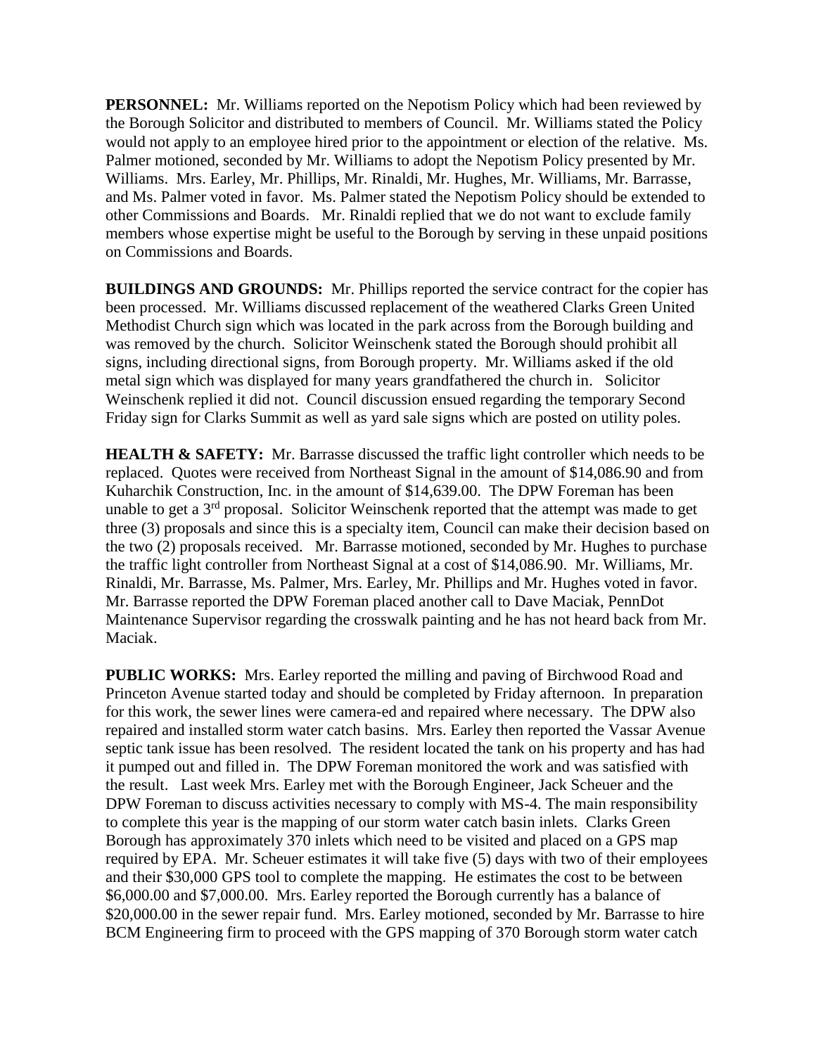**PERSONNEL:** Mr. Williams reported on the Nepotism Policy which had been reviewed by the Borough Solicitor and distributed to members of Council. Mr. Williams stated the Policy would not apply to an employee hired prior to the appointment or election of the relative. Ms. Palmer motioned, seconded by Mr. Williams to adopt the Nepotism Policy presented by Mr. Williams. Mrs. Earley, Mr. Phillips, Mr. Rinaldi, Mr. Hughes, Mr. Williams, Mr. Barrasse, and Ms. Palmer voted in favor. Ms. Palmer stated the Nepotism Policy should be extended to other Commissions and Boards. Mr. Rinaldi replied that we do not want to exclude family members whose expertise might be useful to the Borough by serving in these unpaid positions on Commissions and Boards.

**BUILDINGS AND GROUNDS:** Mr. Phillips reported the service contract for the copier has been processed. Mr. Williams discussed replacement of the weathered Clarks Green United Methodist Church sign which was located in the park across from the Borough building and was removed by the church. Solicitor Weinschenk stated the Borough should prohibit all signs, including directional signs, from Borough property. Mr. Williams asked if the old metal sign which was displayed for many years grandfathered the church in. Solicitor Weinschenk replied it did not. Council discussion ensued regarding the temporary Second Friday sign for Clarks Summit as well as yard sale signs which are posted on utility poles.

**HEALTH & SAFETY:** Mr. Barrasse discussed the traffic light controller which needs to be replaced. Quotes were received from Northeast Signal in the amount of $14,086.90 and from Kuharchik Construction, Inc. in the amount of $14,639.00. The DPW Foreman has been unable to get a 3rd proposal. Solicitor Weinschenk reported that the attempt was made to get three (3) proposals and since this is a specialty item, Council can make their decision based on the two (2) proposals received. Mr. Barrasse motioned, seconded by Mr. Hughes to purchase the traffic light controller from Northeast Signal at a cost of $14,086.90. Mr. Williams, Mr. Rinaldi, Mr. Barrasse, Ms. Palmer, Mrs. Earley, Mr. Phillips and Mr. Hughes voted in favor. Mr. Barrasse reported the DPW Foreman placed another call to Dave Maciak, PennDot Maintenance Supervisor regarding the crosswalk painting and he has not heard back from Mr. Maciak.

**PUBLIC WORKS:** Mrs. Earley reported the milling and paving of Birchwood Road and Princeton Avenue started today and should be completed by Friday afternoon. In preparation for this work, the sewer lines were camera-ed and repaired where necessary. The DPW also repaired and installed storm water catch basins. Mrs. Earley then reported the Vassar Avenue septic tank issue has been resolved. The resident located the tank on his property and has had it pumped out and filled in. The DPW Foreman monitored the work and was satisfied with the result. Last week Mrs. Earley met with the Borough Engineer, Jack Scheuer and the DPW Foreman to discuss activities necessary to comply with MS-4. The main responsibility to complete this year is the mapping of our storm water catch basin inlets. Clarks Green Borough has approximately 370 inlets which need to be visited and placed on a GPS map required by EPA. Mr. Scheuer estimates it will take five (5) days with two of their employees and their $30,000 GPS tool to complete the mapping. He estimates the cost to be between $6,000.00 and $7,000.00. Mrs. Earley reported the Borough currently has a balance of $20,000.00 in the sewer repair fund. Mrs. Earley motioned, seconded by Mr. Barrasse to hire BCM Engineering firm to proceed with the GPS mapping of 370 Borough storm water catch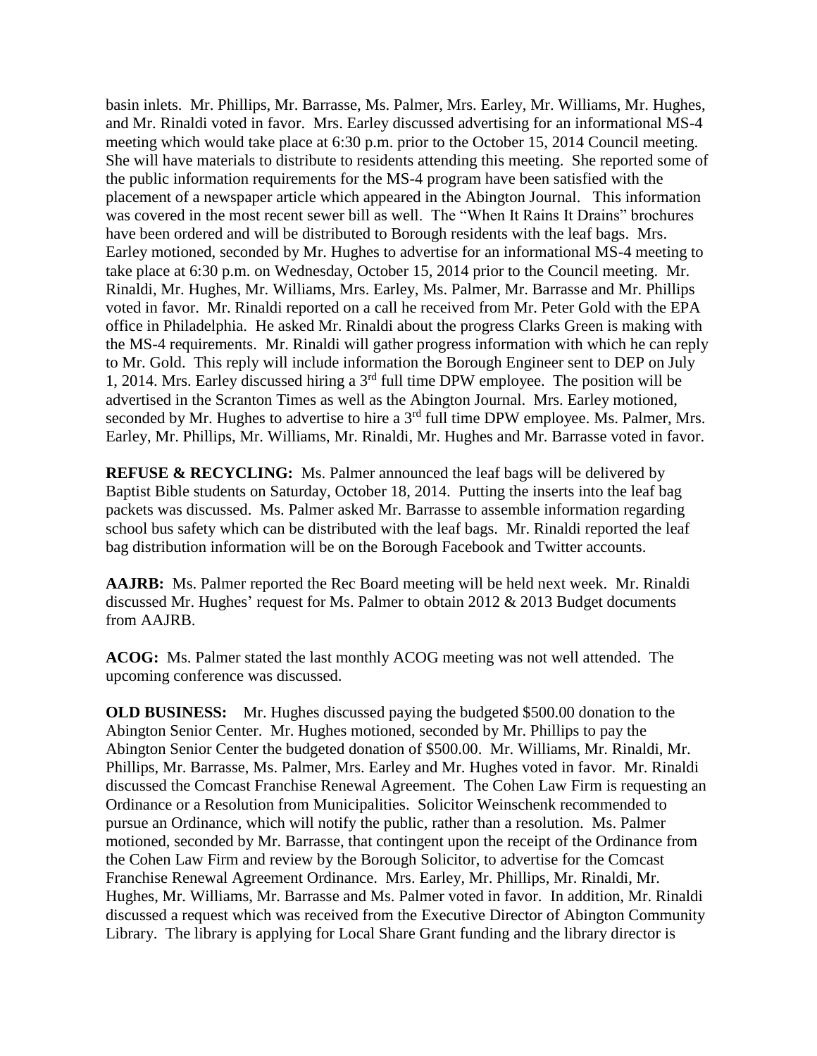basin inlets. Mr. Phillips, Mr. Barrasse, Ms. Palmer, Mrs. Earley, Mr. Williams, Mr. Hughes, and Mr. Rinaldi voted in favor. Mrs. Earley discussed advertising for an informational MS-4 meeting which would take place at 6:30 p.m. prior to the October 15, 2014 Council meeting. She will have materials to distribute to residents attending this meeting. She reported some of the public information requirements for the MS-4 program have been satisfied with the placement of a newspaper article which appeared in the Abington Journal. This information was covered in the most recent sewer bill as well. The "When It Rains It Drains" brochures have been ordered and will be distributed to Borough residents with the leaf bags. Mrs. Earley motioned, seconded by Mr. Hughes to advertise for an informational MS-4 meeting to take place at 6:30 p.m. on Wednesday, October 15, 2014 prior to the Council meeting. Mr. Rinaldi, Mr. Hughes, Mr. Williams, Mrs. Earley, Ms. Palmer, Mr. Barrasse and Mr. Phillips voted in favor. Mr. Rinaldi reported on a call he received from Mr. Peter Gold with the EPA office in Philadelphia. He asked Mr. Rinaldi about the progress Clarks Green is making with the MS-4 requirements. Mr. Rinaldi will gather progress information with which he can reply to Mr. Gold. This reply will include information the Borough Engineer sent to DEP on July 1, 2014. Mrs. Earley discussed hiring a 3rd full time DPW employee. The position will be advertised in the Scranton Times as well as the Abington Journal. Mrs. Earley motioned, seconded by Mr. Hughes to advertise to hire a 3rd full time DPW employee. Ms. Palmer, Mrs. Earley, Mr. Phillips, Mr. Williams, Mr. Rinaldi, Mr. Hughes and Mr. Barrasse voted in favor.

**REFUSE & RECYCLING:** Ms. Palmer announced the leaf bags will be delivered by Baptist Bible students on Saturday, October 18, 2014. Putting the inserts into the leaf bag packets was discussed. Ms. Palmer asked Mr. Barrasse to assemble information regarding school bus safety which can be distributed with the leaf bags. Mr. Rinaldi reported the leaf bag distribution information will be on the Borough Facebook and Twitter accounts.

**AAJRB:** Ms. Palmer reported the Rec Board meeting will be held next week. Mr. Rinaldi discussed Mr. Hughes' request for Ms. Palmer to obtain 2012 & 2013 Budget documents from AAJRB.

**ACOG:** Ms. Palmer stated the last monthly ACOG meeting was not well attended. The upcoming conference was discussed.

**OLD BUSINESS:** Mr. Hughes discussed paying the budgeted $500.00 donation to the Abington Senior Center. Mr. Hughes motioned, seconded by Mr. Phillips to pay the Abington Senior Center the budgeted donation of $500.00. Mr. Williams, Mr. Rinaldi, Mr. Phillips, Mr. Barrasse, Ms. Palmer, Mrs. Earley and Mr. Hughes voted in favor. Mr. Rinaldi discussed the Comcast Franchise Renewal Agreement. The Cohen Law Firm is requesting an Ordinance or a Resolution from Municipalities. Solicitor Weinschenk recommended to pursue an Ordinance, which will notify the public, rather than a resolution. Ms. Palmer motioned, seconded by Mr. Barrasse, that contingent upon the receipt of the Ordinance from the Cohen Law Firm and review by the Borough Solicitor, to advertise for the Comcast Franchise Renewal Agreement Ordinance. Mrs. Earley, Mr. Phillips, Mr. Rinaldi, Mr. Hughes, Mr. Williams, Mr. Barrasse and Ms. Palmer voted in favor. In addition, Mr. Rinaldi discussed a request which was received from the Executive Director of Abington Community Library. The library is applying for Local Share Grant funding and the library director is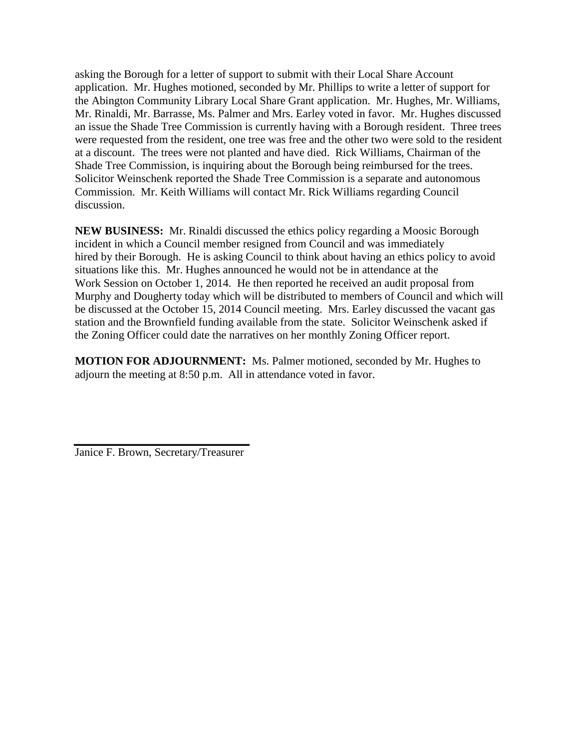asking the Borough for a letter of support to submit with their Local Share Account application. Mr. Hughes motioned, seconded by Mr. Phillips to write a letter of support for the Abington Community Library Local Share Grant application. Mr. Hughes, Mr. Williams, Mr. Rinaldi, Mr. Barrasse, Ms. Palmer and Mrs. Earley voted in favor. Mr. Hughes discussed an issue the Shade Tree Commission is currently having with a Borough resident. Three trees were requested from the resident, one tree was free and the other two were sold to the resident at a discount. The trees were not planted and have died. Rick Williams, Chairman of the Shade Tree Commission, is inquiring about the Borough being reimbursed for the trees. Solicitor Weinschenk reported the Shade Tree Commission is a separate and autonomous Commission. Mr. Keith Williams will contact Mr. Rick Williams regarding Council discussion.

**NEW BUSINESS:** Mr. Rinaldi discussed the ethics policy regarding a Moosic Borough incident in which a Council member resigned from Council and was immediately hired by their Borough. He is asking Council to think about having an ethics policy to avoid situations like this. Mr. Hughes announced he would not be in attendance at the Work Session on October 1, 2014. He then reported he received an audit proposal from Murphy and Dougherty today which will be distributed to members of Council and which will be discussed at the October 15, 2014 Council meeting. Mrs. Earley discussed the vacant gas station and the Brownfield funding available from the state. Solicitor Weinschenk asked if the Zoning Officer could date the narratives on her monthly Zoning Officer report.

**MOTION FOR ADJOURNMENT:** Ms. Palmer motioned, seconded by Mr. Hughes to adjourn the meeting at 8:50 p.m. All in attendance voted in favor.

\_\_\_\_\_\_\_\_\_\_\_\_\_\_\_\_\_\_\_\_\_\_\_\_\_\_\_\_\_\_\_\_\_\_

Janice F. Brown, Secretary/Treasurer